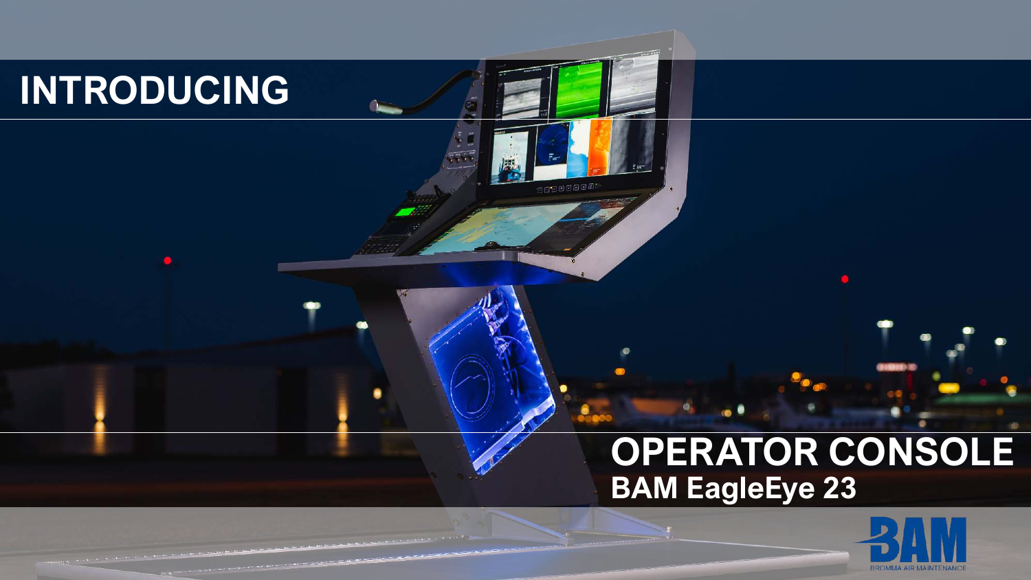# INTRODUCING

# OPERATOR CONSOLE

## BAM EagleEye 23

BAM

BROMMA AIR MAINTENANCE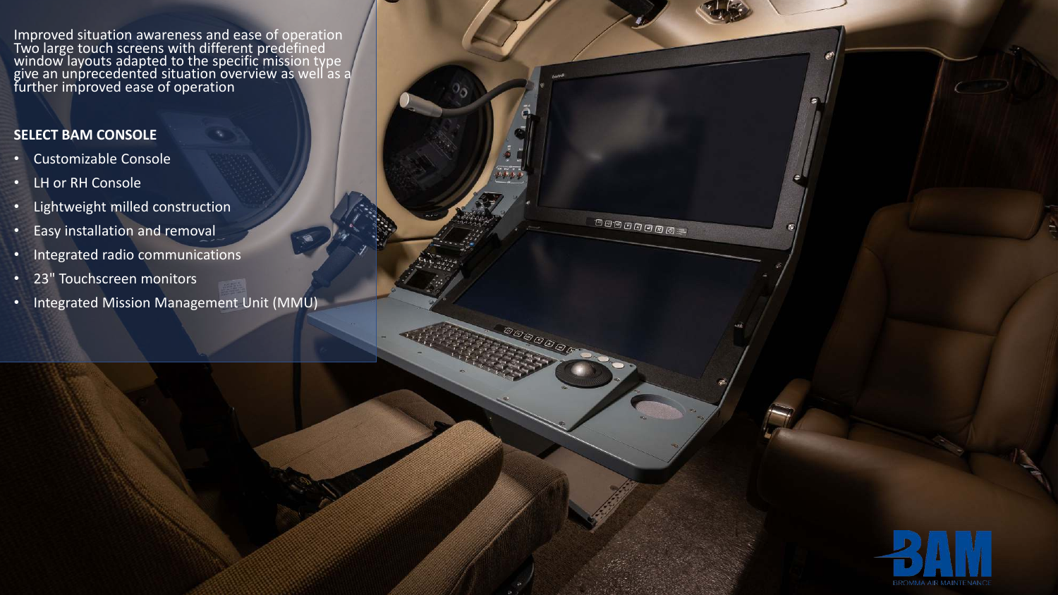Improved situation awareness and ease of operation
Two large touch screens with different predefined window layouts adapted to the specific mission type give an unprecedented situation overview as well as a further improved ease of operation

**SELECT BAM CONSOLE**

- Customizable Console
- LH or RH Console
- Lightweight milled construction
- Easy installation and removal
- Integrated radio communications
- 23" Touchscreen monitors
- Integrated Mission Management Unit (MMU)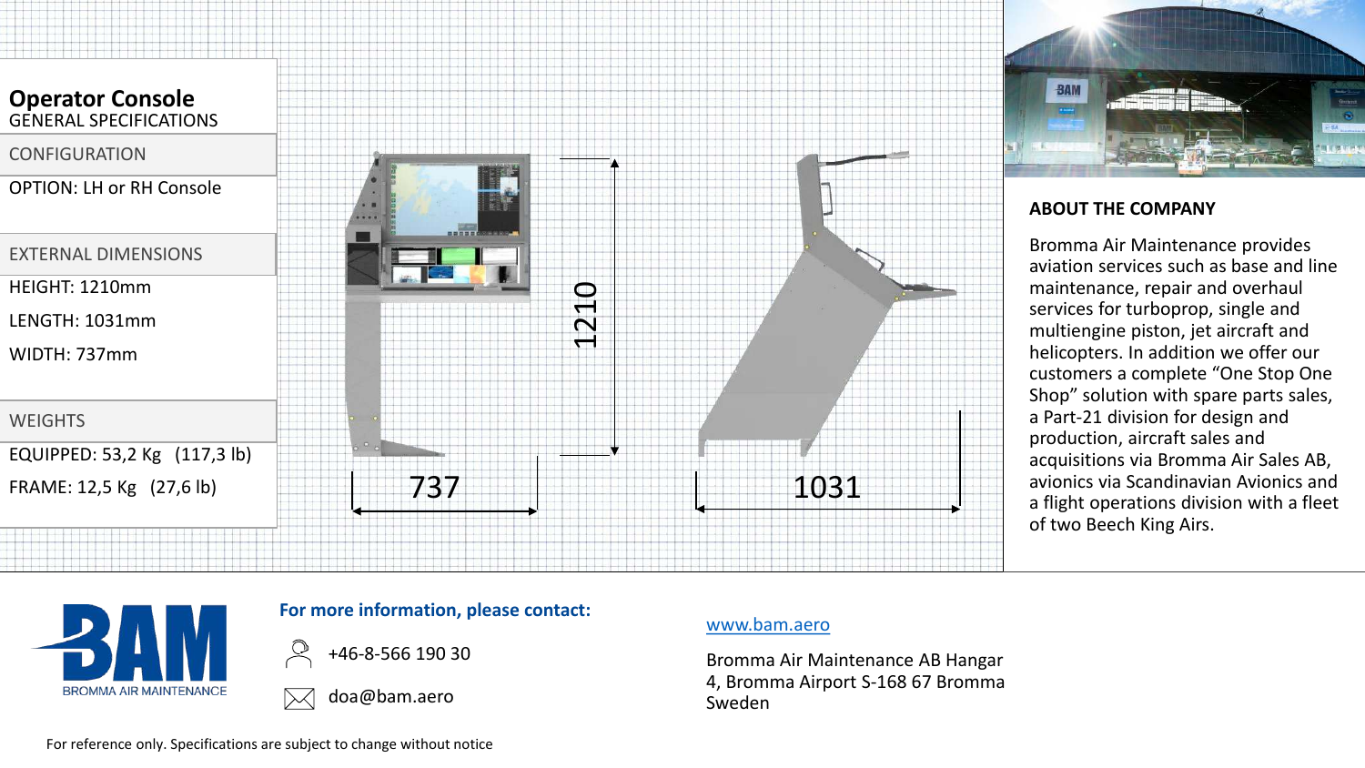# Operator Console

GENERAL SPECIFICATIONS

CONFIGURATION

OPTION: LH or RH Console

EXTERNAL DIMENSIONS

HEIGHT: 1210mm

LENGTH: 1031mm

WIDTH: 737mm

WEIGHTS

EQUIPPED: 53,2 Kg (117,3 lb)

FRAME: 12,5 Kg (27,6 lb)

1210

737

1031

## ABOUT THE COMPANY

Bromma Air Maintenance provides aviation services such as base and line maintenance, repair and overhaul services for turboprop, single and multiengine piston, jet aircraft and helicopters. In addition we offer our customers a complete "One Stop One Shop" solution with spare parts sales, a Part-21 division for design and production, aircraft sales and acquisitions via Bromma Air Sales AB, avionics via Scandinavian Avionics and a flight operations division with a fleet of two Beech King Airs.

BAM
BROMMA AIR MAINTENANCE

**For more information, please contact:**

+46-8-566 190 30

doa@bam.aero

www.bam.aero

Bromma Air Maintenance AB Hangar 4, Bromma Airport S-168 67 Bromma Sweden

For reference only. Specifications are subject to change without notice